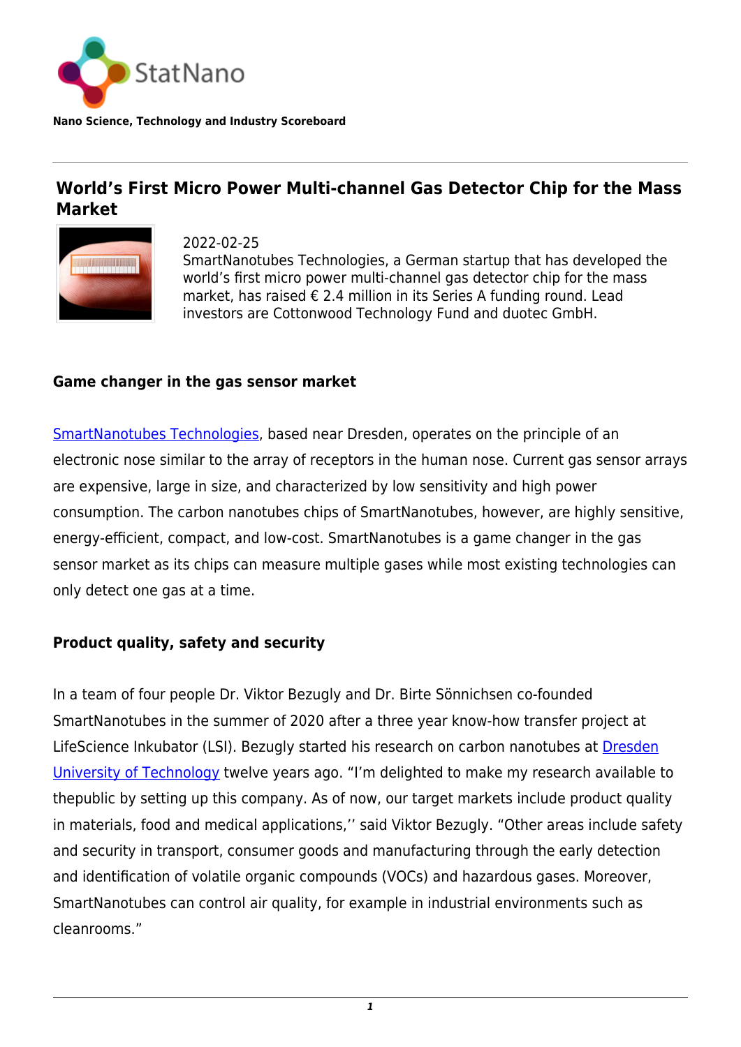StatNano

**Nano Science, Technology and Industry Scoreboard**

# World's First Micro Power Multi-channel Gas Detector Chip for the Mass Market

2022-02-25

SmartNanotubes Technologies, a German startup that has developed the world's first micro power multi-channel gas detector chip for the mass market, has raised € 2.4 million in its Series A funding round. Lead investors are Cottonwood Technology Fund and duotec GmbH.

### Game changer in the gas sensor market

SmartNanotubes Technologies, based near Dresden, operates on the principle of an electronic nose similar to the array of receptors in the human nose. Current gas sensor arrays are expensive, large in size, and characterized by low sensitivity and high power consumption. The carbon nanotubes chips of SmartNanotubes, however, are highly sensitive, energy-efficient, compact, and low-cost. SmartNanotubes is a game changer in the gas sensor market as its chips can measure multiple gases while most existing technologies can only detect one gas at a time.

### Product quality, safety and security

In a team of four people Dr. Viktor Bezugly and Dr. Birte Sönnichsen co-founded SmartNanotubes in the summer of 2020 after a three year know-how transfer project at LifeScience Inkubator (LSI). Bezugly started his research on carbon nanotubes at Dresden University of Technology twelve years ago. "I'm delighted to make my research available to thepublic by setting up this company. As of now, our target markets include product quality in materials, food and medical applications,'' said Viktor Bezugly. "Other areas include safety and security in transport, consumer goods and manufacturing through the early detection and identification of volatile organic compounds (VOCs) and hazardous gases. Moreover, SmartNanotubes can control air quality, for example in industrial environments such as cleanrooms."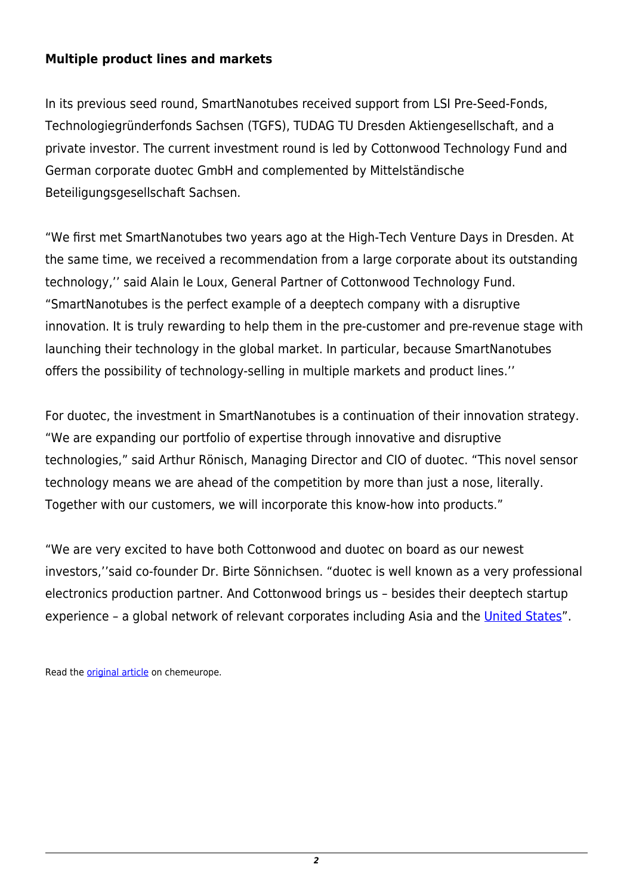## Multiple product lines and markets

In its previous seed round, SmartNanotubes received support from LSI Pre-Seed-Fonds, Technologiegründerfonds Sachsen (TGFS), TUDAG TU Dresden Aktiengesellschaft, and a private investor. The current investment round is led by Cottonwood Technology Fund and German corporate duotec GmbH and complemented by Mittelständische Beteiligungsgesellschaft Sachsen.

“We first met SmartNanotubes two years ago at the High-Tech Venture Days in Dresden. At the same time, we received a recommendation from a large corporate about its outstanding technology,’’ said Alain le Loux, General Partner of Cottonwood Technology Fund. “SmartNanotubes is the perfect example of a deeptech company with a disruptive innovation. It is truly rewarding to help them in the pre-customer and pre-revenue stage with launching their technology in the global market. In particular, because SmartNanotubes offers the possibility of technology-selling in multiple markets and product lines.’’

For duotec, the investment in SmartNanotubes is a continuation of their innovation strategy. “We are expanding our portfolio of expertise through innovative and disruptive technologies,” said Arthur Rönisch, Managing Director and CIO of duotec. “This novel sensor technology means we are ahead of the competition by more than just a nose, literally. Together with our customers, we will incorporate this know-how into products.”

“We are very excited to have both Cottonwood and duotec on board as our newest investors,’’said co-founder Dr. Birte Sönnichsen. “duotec is well known as a very professional electronics production partner. And Cottonwood brings us – besides their deeptech startup experience – a global network of relevant corporates including Asia and the United States”.

Read the original article on chemeurope.